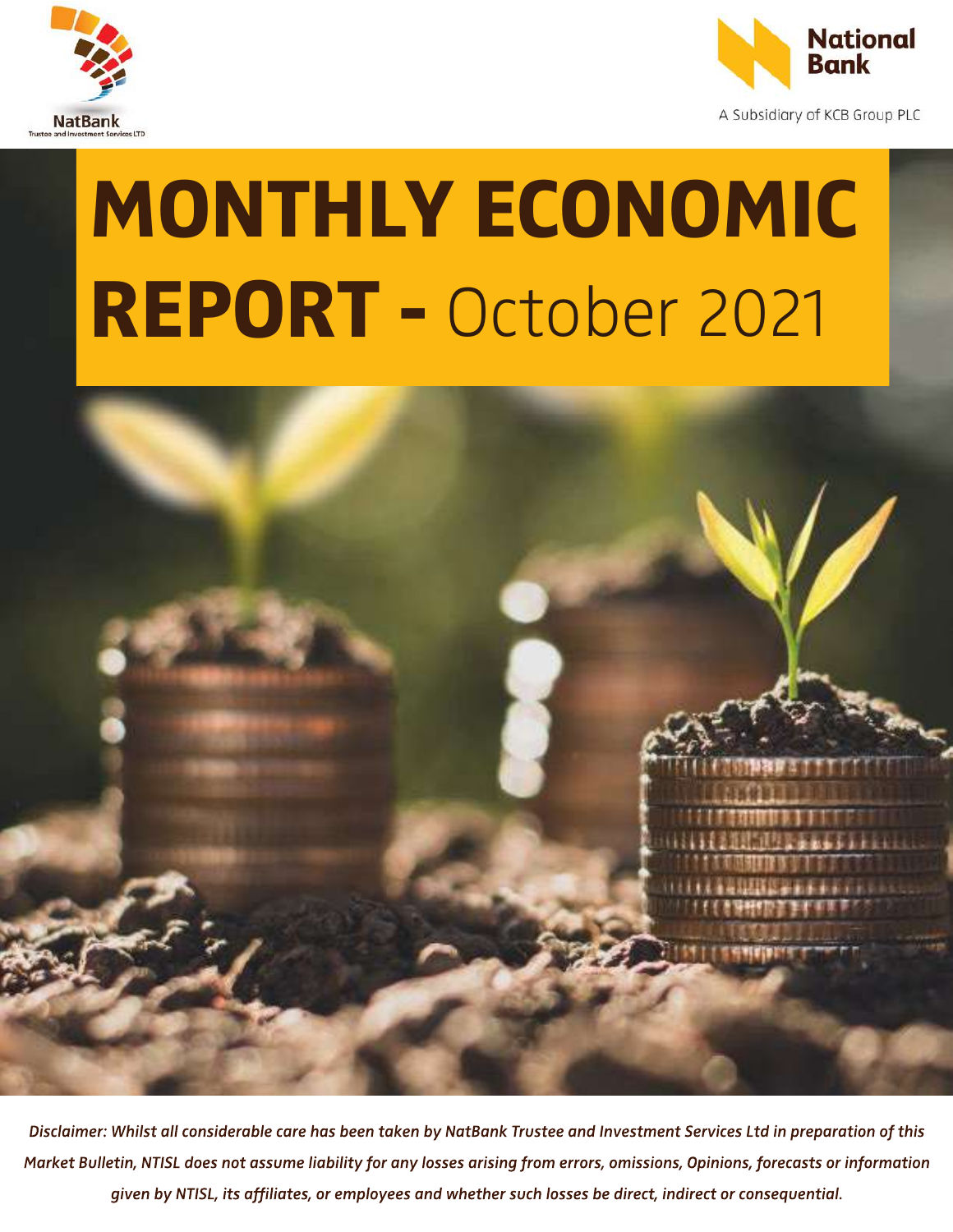NatBank

Trustee and Investment Services LTD

National Bank

A Subsidiary of KCB Group PLC

# MONTHLY ECONOMIC REPORT - October 2021

*Disclaimer: Whilst all considerable care has been taken by NatBank Trustee and Investment Services Ltd in preparation of this Market Bulletin, NTISL does not assume liability for any losses arising from errors, omissions, Opinions, forecasts or information given by NTISL, its affiliates, or employees and whether such losses be direct, indirect or consequential.*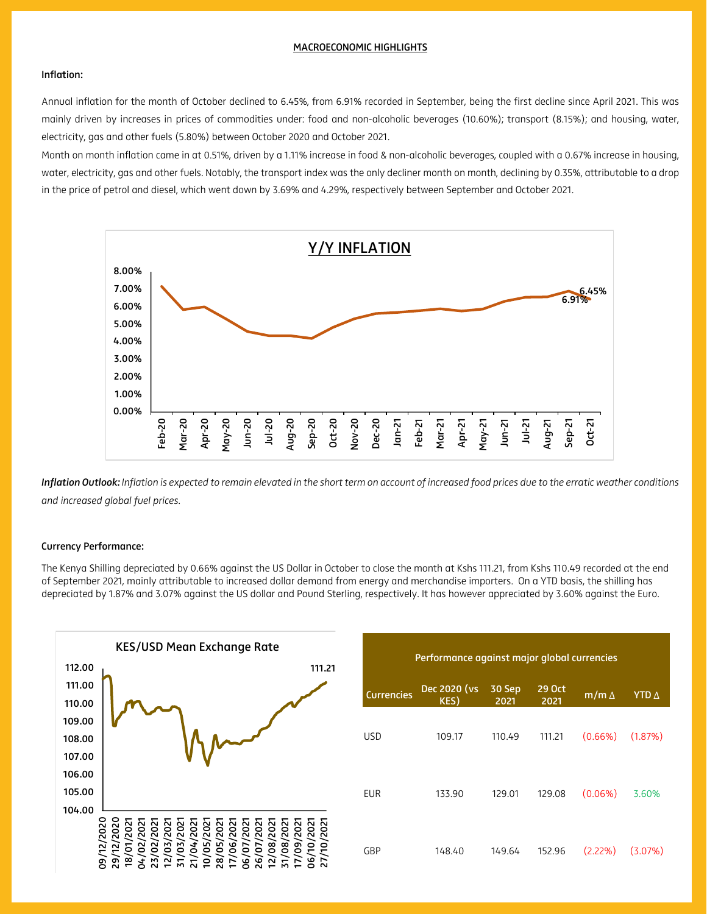# MACROECONOMIC HIGHLIGHTS

**Inflation:**

Annual inflation for the month of October declined to 6.45%, from 6.91% recorded in September, being the first decline since April 2021. This was mainly driven by increases in prices of commodities under: food and non-alcoholic beverages (10.60%); transport (8.15%); and housing, water, electricity, gas and other fuels (5.80%) between October 2020 and October 2021.

Month on month inflation came in at 0.51%, driven by a 1.11% increase in food & non-alcoholic beverages, coupled with a 0.67% increase in housing, water, electricity, gas and other fuels. Notably, the transport index was the only decliner month on month, declining by 0.35%, attributable to a drop in the price of petrol and diesel, which went down by 3.69% and 4.29%, respectively between September and October 2021.

***Inflation Outlook:*** *Inflation is expected to remain elevated in the short term on account of increased food prices due to the erratic weather conditions and increased global fuel prices.*

**Currency Performance:**

The Kenya Shilling depreciated by 0.66% against the US Dollar in October to close the month at Kshs 111.21, from Kshs 110.49 recorded at the end of September 2021, mainly attributable to increased dollar demand from energy and merchandise importers. On a YTD basis, the shilling has depreciated by 1.87% and 3.07% against the US dollar and Pound Sterling, respectively. It has however appreciated by 3.60% against the Euro.

**Performance against major global currencies**

| Currencies | Dec 2020 (vs KES) | 30 Sep 2021 | 29 Oct 2021 | m/m Δ | YTD Δ |
|---|---|---|---|---|---|
| USD | 109.17 | 110.49 | 111.21 | (0.66%) | (1.87%) |
| EUR | 133.90 | 129.01 | 129.08 | (0.06%) | 3.60% |
| GBP | 148.40 | 149.64 | 152.96 | (2.22%) | (3.07%) |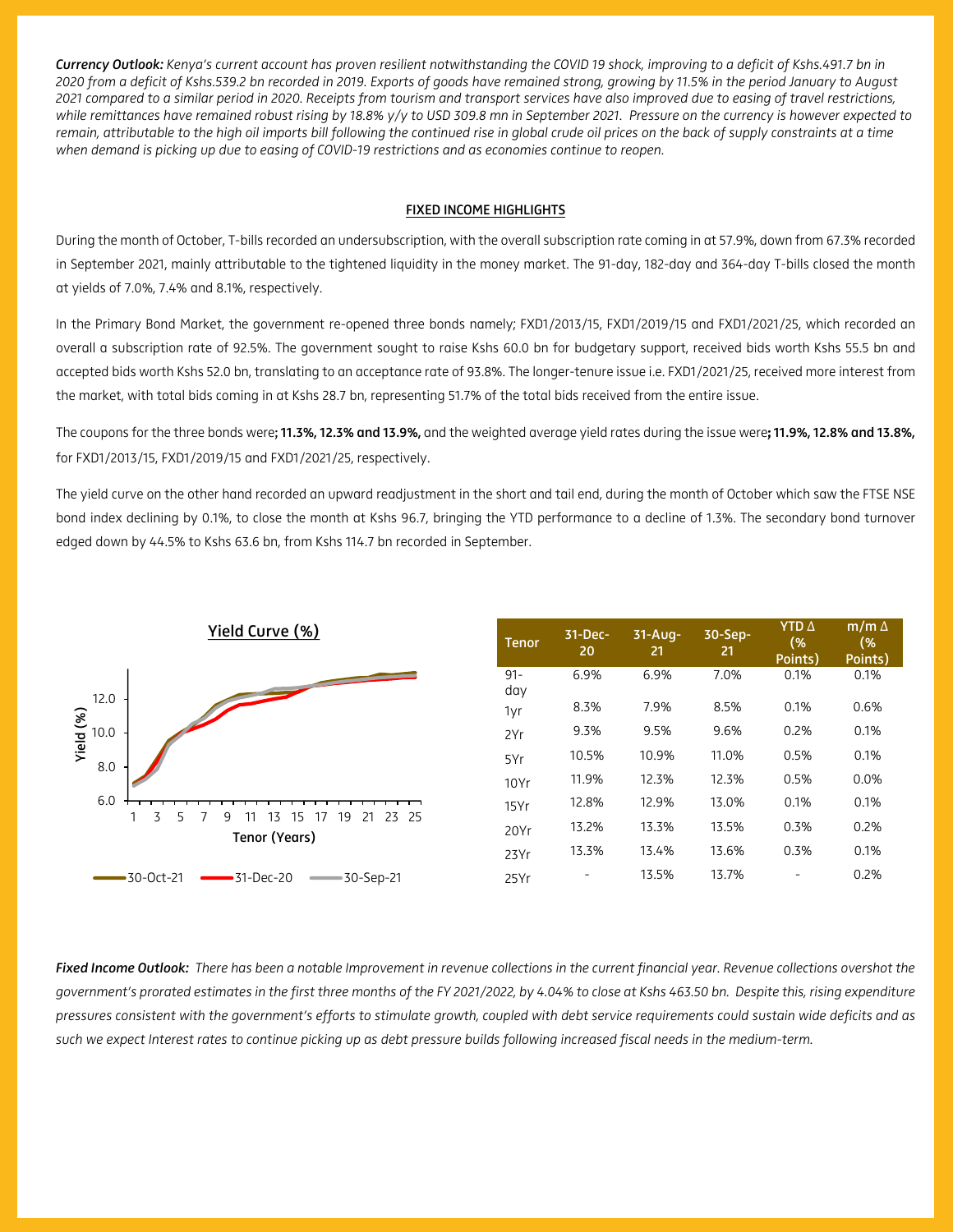***Currency Outlook:*** *Kenya's current account has proven resilient notwithstanding the COVID 19 shock, improving to a deficit of Kshs.491.7 bn in 2020 from a deficit of Kshs.539.2 bn recorded in 2019. Exports of goods have remained strong, growing by 11.5% in the period January to August 2021 compared to a similar period in 2020. Receipts from tourism and transport services have also improved due to easing of travel restrictions, while remittances have remained robust rising by 18.8% y/y to USD 309.8 mn in September 2021. Pressure on the currency is however expected to remain, attributable to the high oil imports bill following the continued rise in global crude oil prices on the back of supply constraints at a time when demand is picking up due to easing of COVID-19 restrictions and as economies continue to reopen.*

## FIXED INCOME HIGHLIGHTS

During the month of October, T-bills recorded an undersubscription, with the overall subscription rate coming in at 57.9%, down from 67.3% recorded in September 2021, mainly attributable to the tightened liquidity in the money market. The 91-day, 182-day and 364-day T-bills closed the month at yields of 7.0%, 7.4% and 8.1%, respectively.

In the Primary Bond Market, the government re-opened three bonds namely; FXD1/2013/15, FXD1/2019/15 and FXD1/2021/25, which recorded an overall a subscription rate of 92.5%. The government sought to raise Kshs 60.0 bn for budgetary support, received bids worth Kshs 55.5 bn and accepted bids worth Kshs 52.0 bn, translating to an acceptance rate of 93.8%. The longer-tenure issue i.e. FXD1/2021/25, received more interest from the market, with total bids coming in at Kshs 28.7 bn, representing 51.7% of the total bids received from the entire issue.

The coupons for the three bonds were**; 11.3%, 12.3% and 13.9%,** and the weighted average yield rates during the issue were**; 11.9%, 12.8% and 13.8%,** for FXD1/2013/15, FXD1/2019/15 and FXD1/2021/25, respectively.

The yield curve on the other hand recorded an upward readjustment in the short and tail end, during the month of October which saw the FTSE NSE bond index declining by 0.1%, to close the month at Kshs 96.7, bringing the YTD performance to a decline of 1.3%. The secondary bond turnover edged down by 44.5% to Kshs 63.6 bn, from Kshs 114.7 bn recorded in September.

**Yield Curve (%)**

| Tenor | 31-Dec-20 | 31-Aug-21 | 30-Sep-21 | YTD Δ (% Points) | m/m Δ (% Points) |
|---|---|---|---|---|---|
| 91-day | 6.9% | 6.9% | 7.0% | 0.1% | 0.1% |
| 1yr | 8.3% | 7.9% | 8.5% | 0.1% | 0.6% |
| 2Yr | 9.3% | 9.5% | 9.6% | 0.2% | 0.1% |
| 5Yr | 10.5% | 10.9% | 11.0% | 0.5% | 0.1% |
| 10Yr | 11.9% | 12.3% | 12.3% | 0.5% | 0.0% |
| 15Yr | 12.8% | 12.9% | 13.0% | 0.1% | 0.1% |
| 20Yr | 13.2% | 13.3% | 13.5% | 0.3% | 0.2% |
| 23Yr | 13.3% | 13.4% | 13.6% | 0.3% | 0.1% |
| 25Yr | - | 13.5% | 13.7% | - | 0.2% |

***Fixed Income Outlook:*** *There has been a notable Improvement in revenue collections in the current financial year. Revenue collections overshot the government's prorated estimates in the first three months of the FY 2021/2022, by 4.04% to close at Kshs 463.50 bn. Despite this, rising expenditure pressures consistent with the government's efforts to stimulate growth, coupled with debt service requirements could sustain wide deficits and as such we expect Interest rates to continue picking up as debt pressure builds following increased fiscal needs in the medium-term.*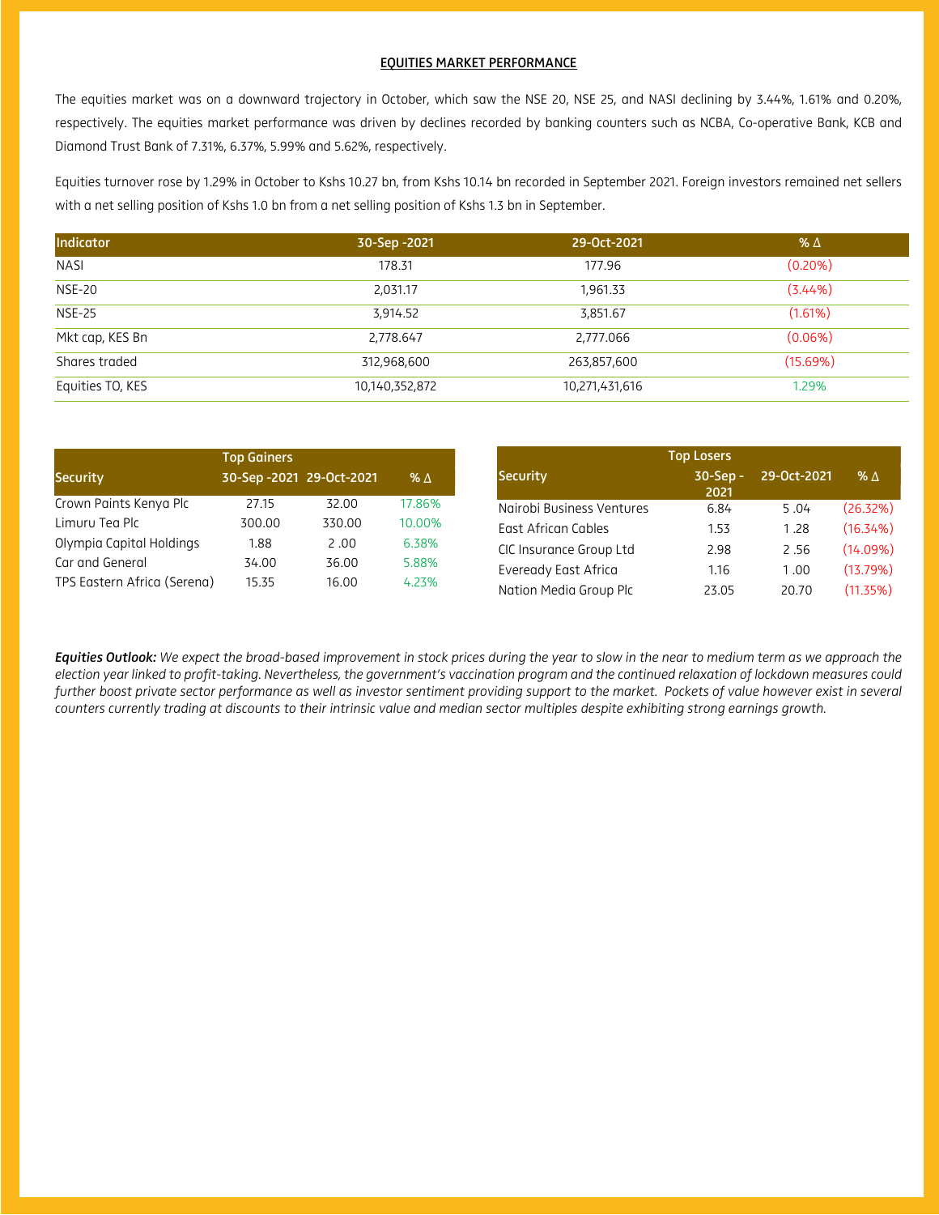## EQUITIES MARKET PERFORMANCE

The equities market was on a downward trajectory in October, which saw the NSE 20, NSE 25, and NASI declining by 3.44%, 1.61% and 0.20%, respectively. The equities market performance was driven by declines recorded by banking counters such as NCBA, Co-operative Bank, KCB and Diamond Trust Bank of 7.31%, 6.37%, 5.99% and 5.62%, respectively.

Equities turnover rose by 1.29% in October to Kshs 10.27 bn, from Kshs 10.14 bn recorded in September 2021. Foreign investors remained net sellers with a net selling position of Kshs 1.0 bn from a net selling position of Kshs 1.3 bn in September.

| Indicator | 30-Sep -2021 | 29-Oct-2021 | % Δ |
|---|---|---|---|
| NASI | 178.31 | 177.96 | (0.20%) |
| NSE-20 | 2,031.17 | 1,961.33 | (3.44%) |
| NSE-25 | 3,914.52 | 3,851.67 | (1.61%) |
| Mkt cap, KES Bn | 2,778.647 | 2,777.066 | (0.06%) |
| Shares traded | 312,968,600 | 263,857,600 | (15.69%) |
| Equities TO, KES | 10,140,352,872 | 10,271,431,616 | 1.29% |

| Top Gainers | | | |
|---|---|---|---|
| Security | 30-Sep -2021 | 29-Oct-2021 | % Δ |
| Crown Paints Kenya Plc | 27.15 | 32.00 | 17.86% |
| Limuru Tea Plc | 300.00 | 330.00 | 10.00% |
| Olympia Capital Holdings | 1.88 | 2 .00 | 6.38% |
| Car and General | 34.00 | 36.00 | 5.88% |
| TPS Eastern Africa (Serena) | 15.35 | 16.00 | 4.23% |

| Top Losers | | | |
|---|---|---|---|
| Security | 30-Sep - 2021 | 29-Oct-2021 | % Δ |
| Nairobi Business Ventures | 6.84 | 5 .04 | (26.32%) |
| East African Cables | 1.53 | 1 .28 | (16.34%) |
| CIC Insurance Group Ltd | 2.98 | 2 .56 | (14.09%) |
| Eveready East Africa | 1.16 | 1 .00 | (13.79%) |
| Nation Media Group Plc | 23.05 | 20.70 | (11.35%) |

***Equities Outlook:*** *We expect the broad-based improvement in stock prices during the year to slow in the near to medium term as we approach the election year linked to profit-taking. Nevertheless, the government's vaccination program and the continued relaxation of lockdown measures could further boost private sector performance as well as investor sentiment providing support to the market. Pockets of value however exist in several counters currently trading at discounts to their intrinsic value and median sector multiples despite exhibiting strong earnings growth.*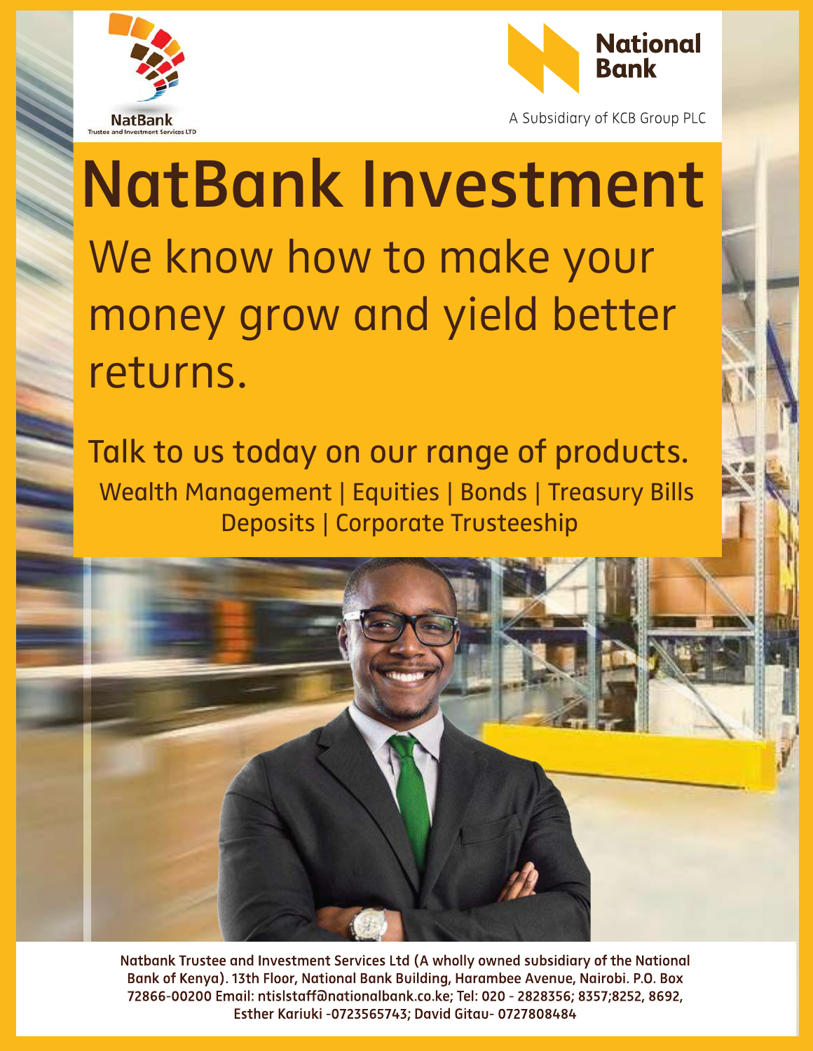NatBank
Trustee and Investment Services LTD

National Bank

A Subsidiary of KCB Group PLC

# NatBank Investment

## We know how to make your money grow and yield better returns.

### Talk to us today on our range of products.

Wealth Management | Equities | Bonds | Treasury Bills
Deposits | Corporate Trusteeship

**Natbank Trustee and Investment Services Ltd (A wholly owned subsidiary of the National Bank of Kenya). 13th Floor, National Bank Building, Harambee Avenue, Nairobi. P.O. Box 72866-00200 Email: ntislstaff@nationalbank.co.ke; Tel: 020 - 2828356; 8357;8252, 8692, Esther Kariuki -0723565743; David Gitau- 0727808484**